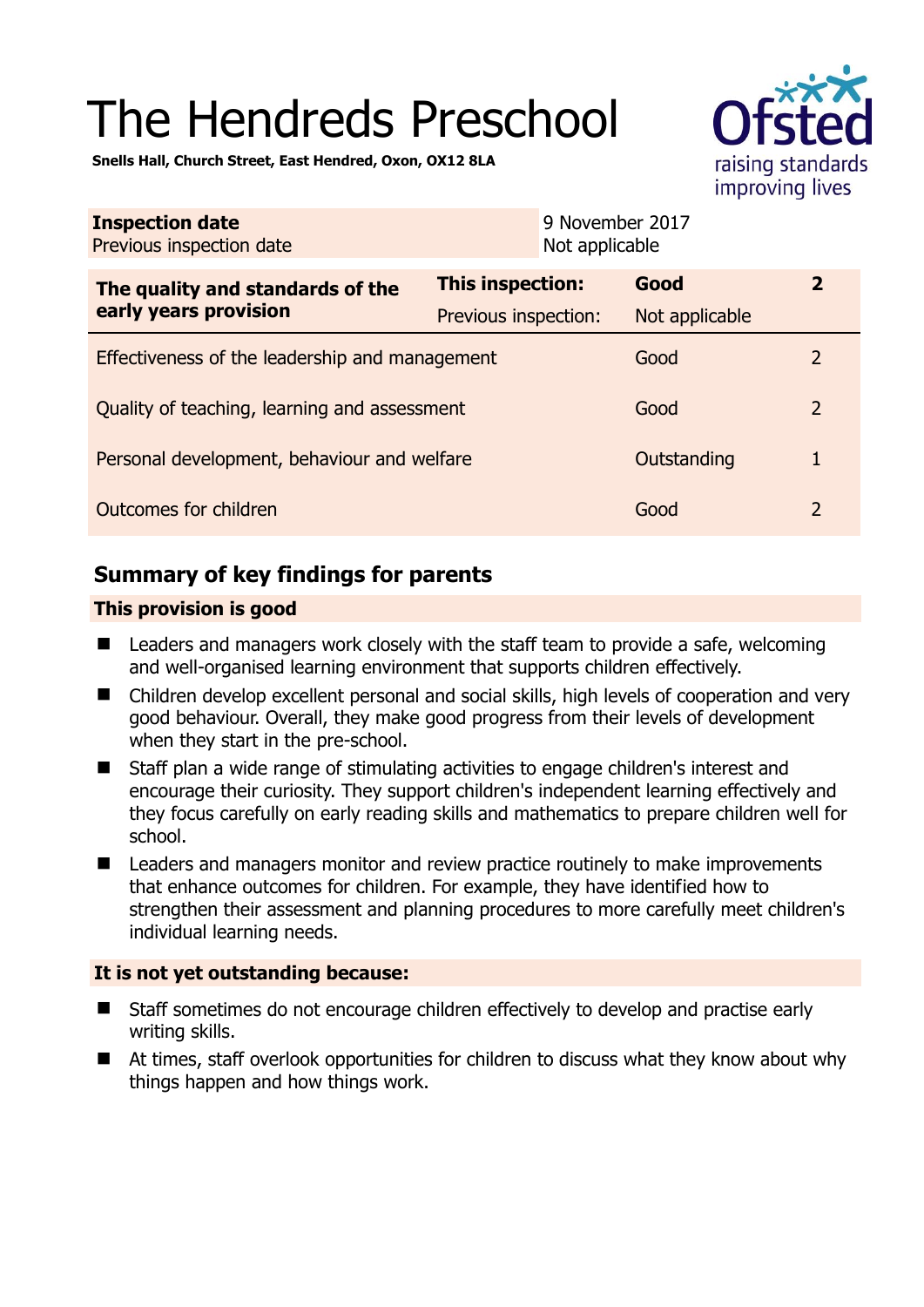# The Hendreds Preschool

**Snells Hall, Church Street, East Hendred, Oxon, OX12 8LA**

| **Inspection date** | 9 November 2017 |
|---|---|
| Previous inspection date | Not applicable |

| **The quality and standards of the early years provision** | **This inspection:** | **Good** | **2** |
|---|---|---|---|
| | Previous inspection: | Not applicable | |
| Effectiveness of the leadership and management | | Good | 2 |
| Quality of teaching, learning and assessment | | Good | 2 |
| Personal development, behaviour and welfare | | Outstanding | 1 |
| Outcomes for children | | Good | 2 |

## Summary of key findings for parents

**This provision is good**

- Leaders and managers work closely with the staff team to provide a safe, welcoming and well-organised learning environment that supports children effectively.
- Children develop excellent personal and social skills, high levels of cooperation and very good behaviour. Overall, they make good progress from their levels of development when they start in the pre-school.
- Staff plan a wide range of stimulating activities to engage children's interest and encourage their curiosity. They support children's independent learning effectively and they focus carefully on early reading skills and mathematics to prepare children well for school.
- Leaders and managers monitor and review practice routinely to make improvements that enhance outcomes for children. For example, they have identified how to strengthen their assessment and planning procedures to more carefully meet children's individual learning needs.

**It is not yet outstanding because:**

- Staff sometimes do not encourage children effectively to develop and practise early writing skills.
- At times, staff overlook opportunities for children to discuss what they know about why things happen and how things work.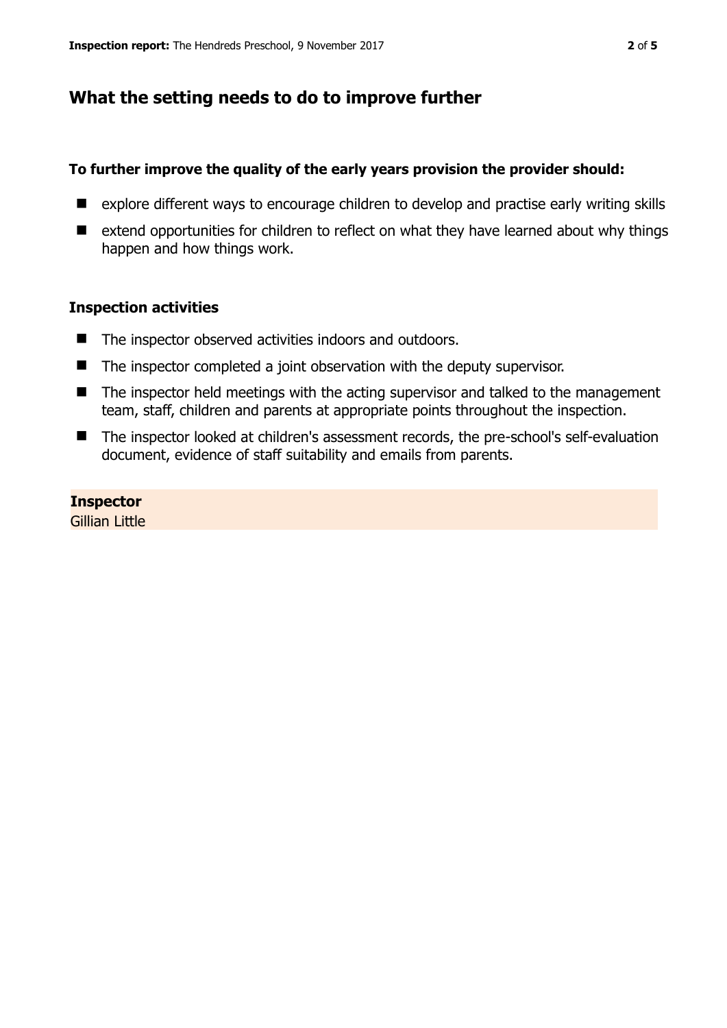## What the setting needs to do to improve further

**To further improve the quality of the early years provision the provider should:**

- explore different ways to encourage children to develop and practise early writing skills
- extend opportunities for children to reflect on what they have learned about why things happen and how things work.

### Inspection activities

- The inspector observed activities indoors and outdoors.
- The inspector completed a joint observation with the deputy supervisor.
- The inspector held meetings with the acting supervisor and talked to the management team, staff, children and parents at appropriate points throughout the inspection.
- The inspector looked at children's assessment records, the pre-school's self-evaluation document, evidence of staff suitability and emails from parents.

**Inspector**
Gillian Little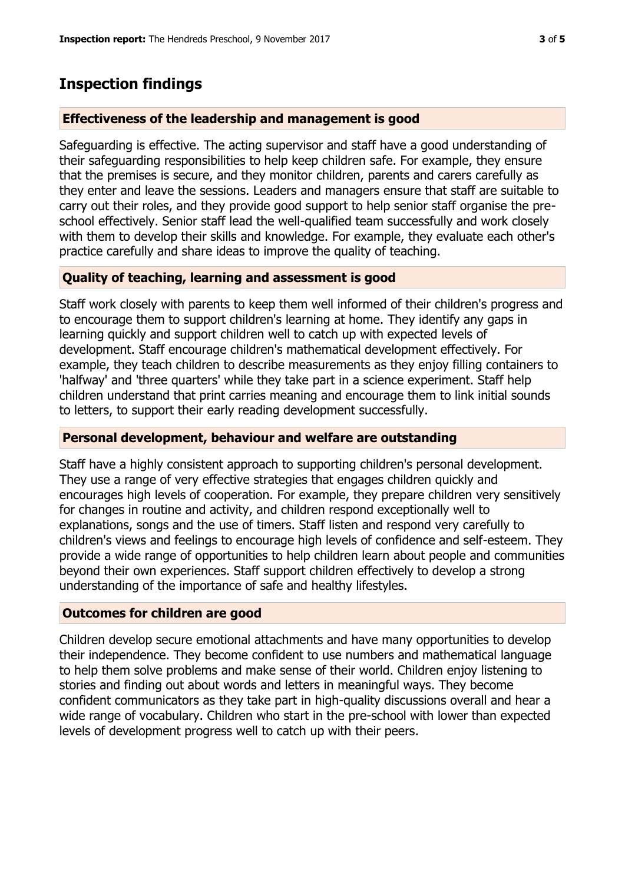## Inspection findings

### Effectiveness of the leadership and management is good

Safeguarding is effective. The acting supervisor and staff have a good understanding of their safeguarding responsibilities to help keep children safe. For example, they ensure that the premises is secure, and they monitor children, parents and carers carefully as they enter and leave the sessions. Leaders and managers ensure that staff are suitable to carry out their roles, and they provide good support to help senior staff organise the pre-school effectively. Senior staff lead the well-qualified team successfully and work closely with them to develop their skills and knowledge. For example, they evaluate each other's practice carefully and share ideas to improve the quality of teaching.

### Quality of teaching, learning and assessment is good

Staff work closely with parents to keep them well informed of their children's progress and to encourage them to support children's learning at home. They identify any gaps in learning quickly and support children well to catch up with expected levels of development. Staff encourage children's mathematical development effectively. For example, they teach children to describe measurements as they enjoy filling containers to 'halfway' and 'three quarters' while they take part in a science experiment. Staff help children understand that print carries meaning and encourage them to link initial sounds to letters, to support their early reading development successfully.

### Personal development, behaviour and welfare are outstanding

Staff have a highly consistent approach to supporting children's personal development. They use a range of very effective strategies that engages children quickly and encourages high levels of cooperation. For example, they prepare children very sensitively for changes in routine and activity, and children respond exceptionally well to explanations, songs and the use of timers. Staff listen and respond very carefully to children's views and feelings to encourage high levels of confidence and self-esteem. They provide a wide range of opportunities to help children learn about people and communities beyond their own experiences. Staff support children effectively to develop a strong understanding of the importance of safe and healthy lifestyles.

### Outcomes for children are good

Children develop secure emotional attachments and have many opportunities to develop their independence. They become confident to use numbers and mathematical language to help them solve problems and make sense of their world. Children enjoy listening to stories and finding out about words and letters in meaningful ways. They become confident communicators as they take part in high-quality discussions overall and hear a wide range of vocabulary. Children who start in the pre-school with lower than expected levels of development progress well to catch up with their peers.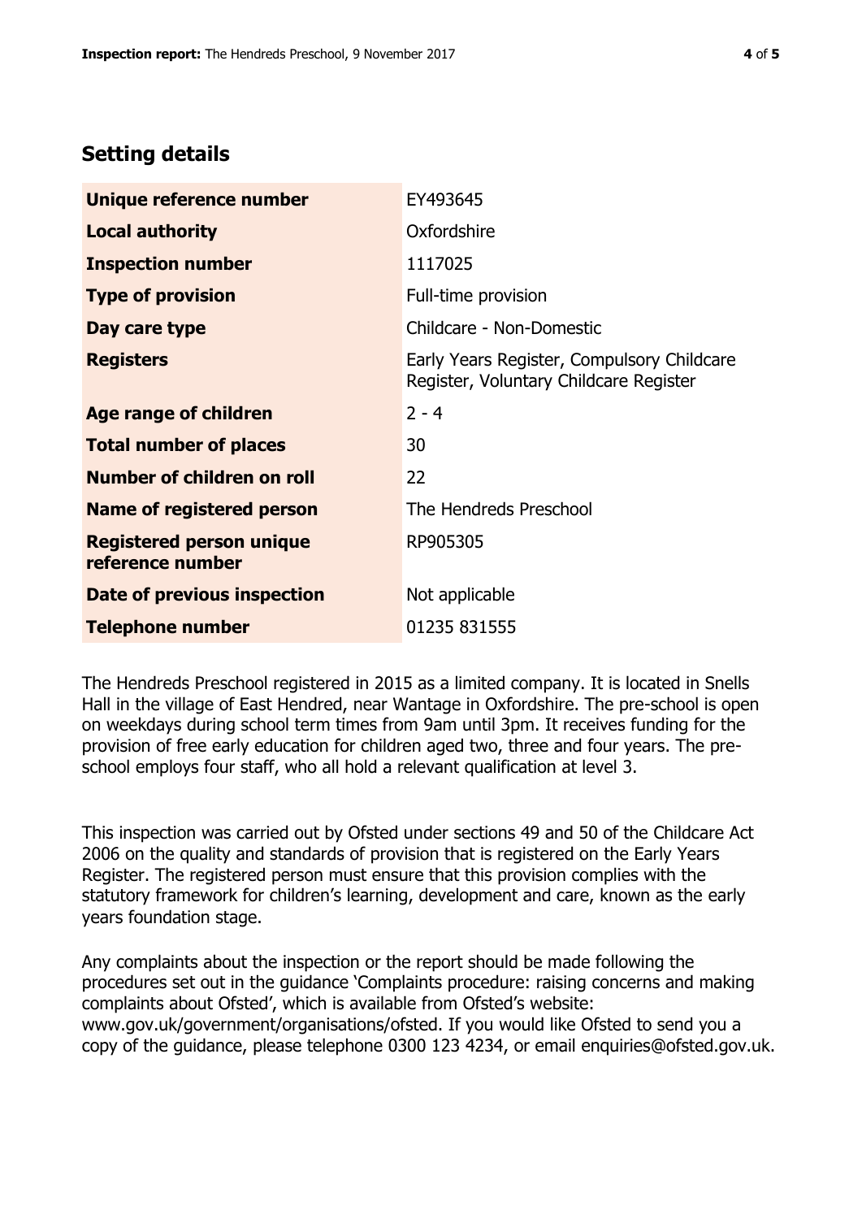## Setting details

| | |
|---|---|
| **Unique reference number** | EY493645 |
| **Local authority** | Oxfordshire |
| **Inspection number** | 1117025 |
| **Type of provision** | Full-time provision |
| **Day care type** | Childcare - Non-Domestic |
| **Registers** | Early Years Register, Compulsory Childcare Register, Voluntary Childcare Register |
| **Age range of children** | 2 - 4 |
| **Total number of places** | 30 |
| **Number of children on roll** | 22 |
| **Name of registered person** | The Hendreds Preschool |
| **Registered person unique reference number** | RP905305 |
| **Date of previous inspection** | Not applicable |
| **Telephone number** | 01235 831555 |

The Hendreds Preschool registered in 2015 as a limited company. It is located in Snells Hall in the village of East Hendred, near Wantage in Oxfordshire. The pre-school is open on weekdays during school term times from 9am until 3pm. It receives funding for the provision of free early education for children aged two, three and four years. The pre-school employs four staff, who all hold a relevant qualification at level 3.

This inspection was carried out by Ofsted under sections 49 and 50 of the Childcare Act 2006 on the quality and standards of provision that is registered on the Early Years Register. The registered person must ensure that this provision complies with the statutory framework for children's learning, development and care, known as the early years foundation stage.

Any complaints about the inspection or the report should be made following the procedures set out in the guidance 'Complaints procedure: raising concerns and making complaints about Ofsted', which is available from Ofsted's website: www.gov.uk/government/organisations/ofsted. If you would like Ofsted to send you a copy of the guidance, please telephone 0300 123 4234, or email enquiries@ofsted.gov.uk.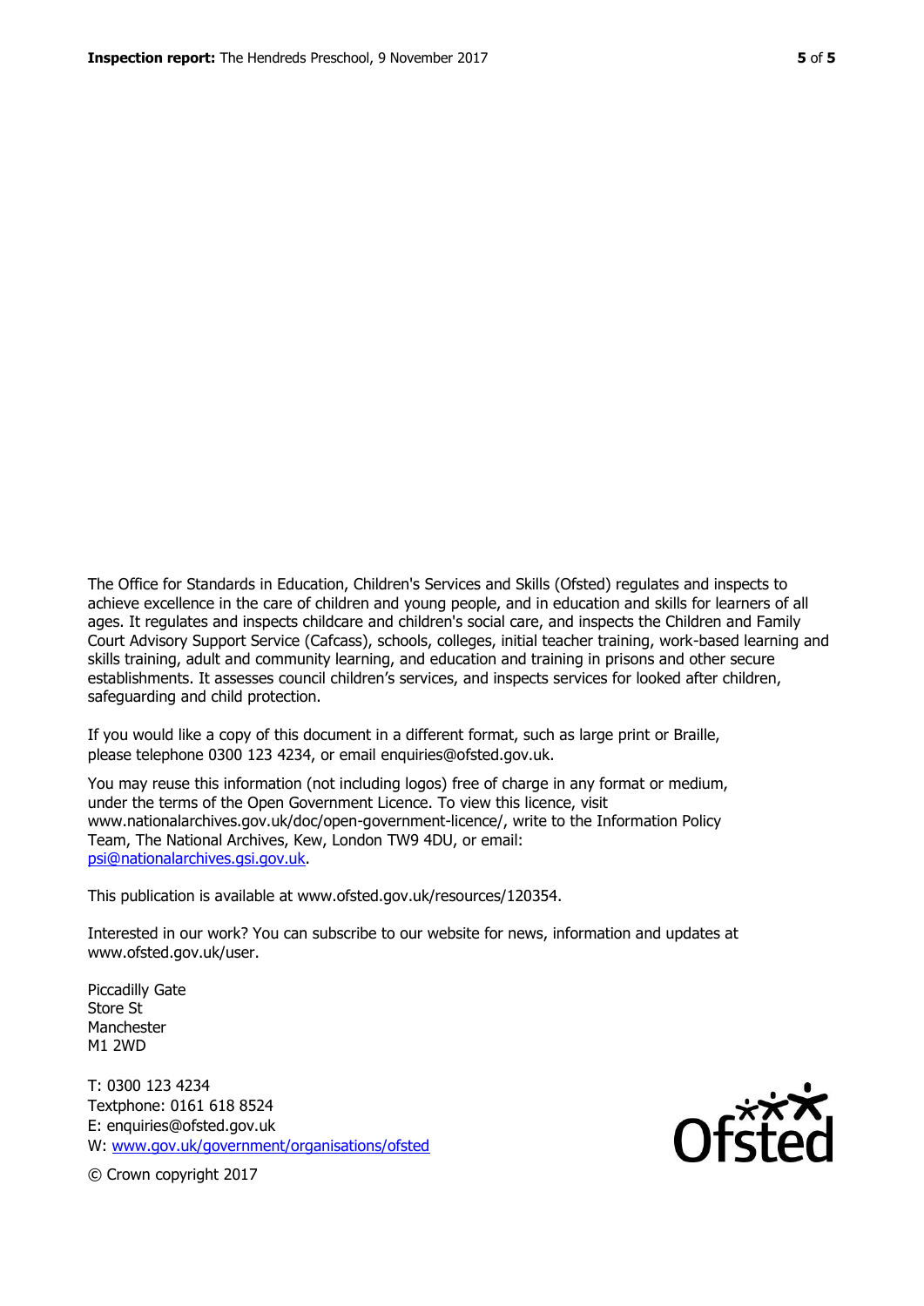The Office for Standards in Education, Children's Services and Skills (Ofsted) regulates and inspects to achieve excellence in the care of children and young people, and in education and skills for learners of all ages. It regulates and inspects childcare and children's social care, and inspects the Children and Family Court Advisory Support Service (Cafcass), schools, colleges, initial teacher training, work-based learning and skills training, adult and community learning, and education and training in prisons and other secure establishments. It assesses council children's services, and inspects services for looked after children, safeguarding and child protection.

If you would like a copy of this document in a different format, such as large print or Braille, please telephone 0300 123 4234, or email enquiries@ofsted.gov.uk.

You may reuse this information (not including logos) free of charge in any format or medium, under the terms of the Open Government Licence. To view this licence, visit www.nationalarchives.gov.uk/doc/open-government-licence/, write to the Information Policy Team, The National Archives, Kew, London TW9 4DU, or email: psi@nationalarchives.gsi.gov.uk.

This publication is available at www.ofsted.gov.uk/resources/120354.

Interested in our work? You can subscribe to our website for news, information and updates at www.ofsted.gov.uk/user.

Piccadilly Gate
Store St
Manchester
M1 2WD

T: 0300 123 4234
Textphone: 0161 618 8524
E: enquiries@ofsted.gov.uk
W: www.gov.uk/government/organisations/ofsted

© Crown copyright 2017